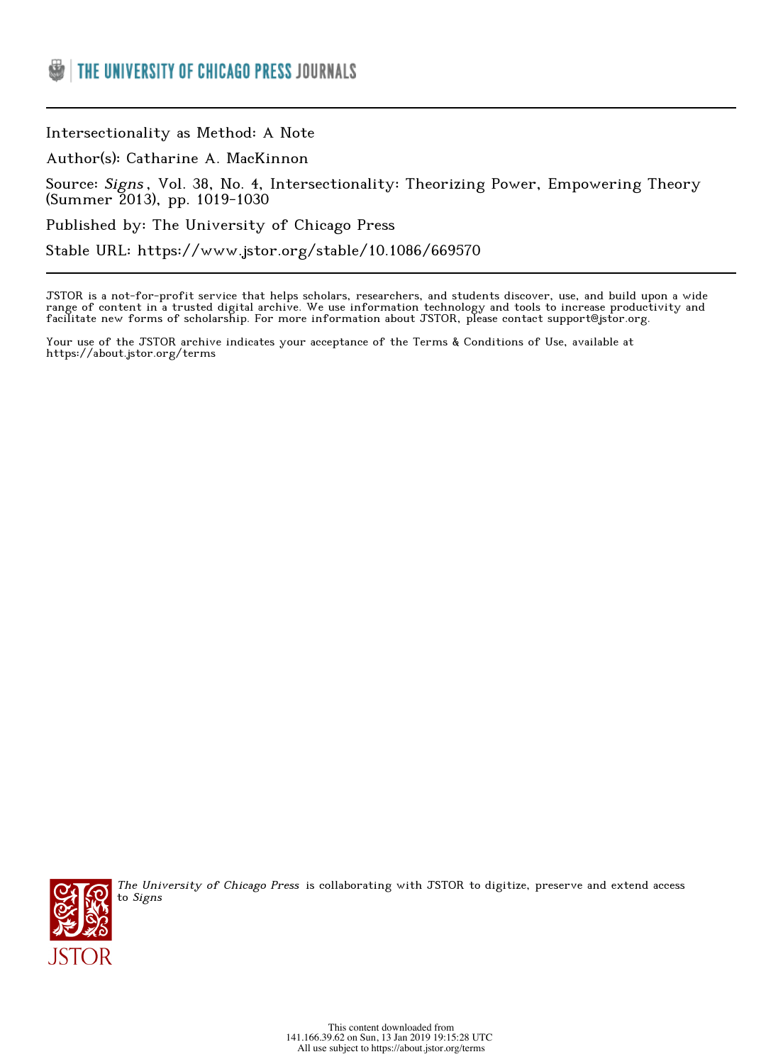Intersectionality as Method: A Note

Author(s): Catharine A. MacKinnon

Source: *Signs*, Vol. 38, No. 4, Intersectionality: Theorizing Power, Empowering Theory (Summer 2013), pp. 1019-1030

Published by: The University of Chicago Press

Stable URL: https://www.jstor.org/stable/10.1086/669570

JSTOR is a not-for-profit service that helps scholars, researchers, and students discover, use, and build upon a wide range of content in a trusted digital archive. We use information technology and tools to increase productivity and facilitate new forms of scholarship. For more information about JSTOR, please contact support@jstor.org.

Your use of the JSTOR archive indicates your acceptance of the Terms & Conditions of Use, available at https://about.jstor.org/terms

*The University of Chicago Press* is collaborating with JSTOR to digitize, preserve and extend access to *Signs*

This content downloaded from 141.166.39.62 on Sun, 13 Jan 2019 19:15:28 UTC
All use subject to https://about.jstor.org/terms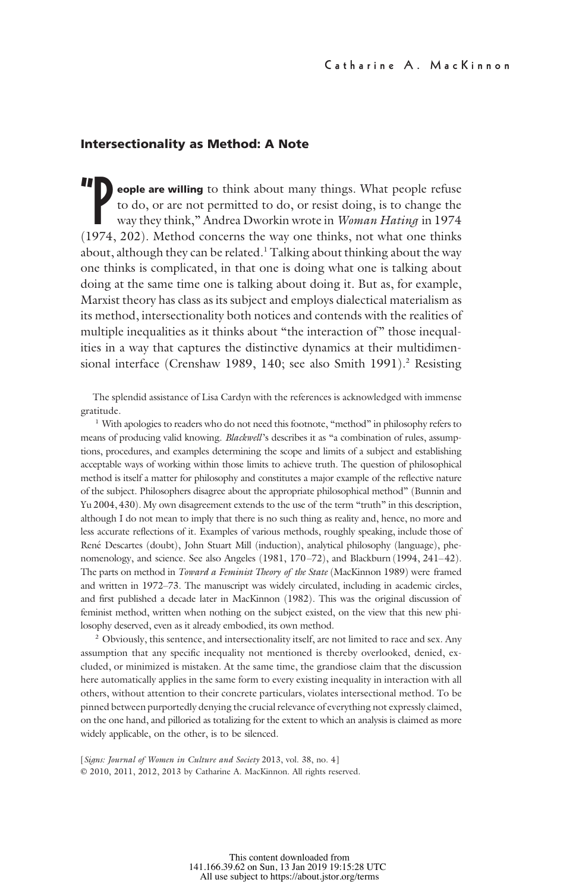## Intersectionality as Method: A Note

"**People are willing** to think about many things. What people refuse to do, or are not permitted to do, or resist doing, is to change the way they think," Andrea Dworkin wrote in *Woman Hating* in 1974 (1974, 202). Method concerns the way one thinks, not what one thinks about, although they can be related.[1] Talking about thinking about the way one thinks is complicated, in that one is doing what one is talking about doing at the same time one is talking about doing it. But as, for example, Marxist theory has class as its subject and employs dialectical materialism as its method, intersectionality both notices and contends with the realities of multiple inequalities as it thinks about "the interaction of" those inequalities in a way that captures the distinctive dynamics at their multidimensional interface (Crenshaw 1989, 140; see also Smith 1991).[2] Resisting

The splendid assistance of Lisa Cardyn with the references is acknowledged with immense gratitude.

[1] With apologies to readers who do not need this footnote, "method" in philosophy refers to means of producing valid knowing. *Blackwell*'s describes it as "a combination of rules, assumptions, procedures, and examples determining the scope and limits of a subject and establishing acceptable ways of working within those limits to achieve truth. The question of philosophical method is itself a matter for philosophy and constitutes a major example of the reflective nature of the subject. Philosophers disagree about the appropriate philosophical method" (Bunnin and Yu 2004, 430). My own disagreement extends to the use of the term "truth" in this description, although I do not mean to imply that there is no such thing as reality and, hence, no more and less accurate reflections of it. Examples of various methods, roughly speaking, include those of René Descartes (doubt), John Stuart Mill (induction), analytical philosophy (language), phenomenology, and science. See also Angeles (1981, 170–72), and Blackburn (1994, 241–42). The parts on method in *Toward a Feminist Theory of the State* (MacKinnon 1989) were framed and written in 1972–73. The manuscript was widely circulated, including in academic circles, and first published a decade later in MacKinnon (1982). This was the original discussion of feminist method, written when nothing on the subject existed, on the view that this new philosophy deserved, even as it already embodied, its own method.

[2] Obviously, this sentence, and intersectionality itself, are not limited to race and sex. Any assumption that any specific inequality not mentioned is thereby overlooked, denied, excluded, or minimized is mistaken. At the same time, the grandiose claim that the discussion here automatically applies in the same form to every existing inequality in interaction with all others, without attention to their concrete particulars, violates intersectional method. To be pinned between purportedly denying the crucial relevance of everything not expressly claimed, on the one hand, and pilloried as totalizing for the extent to which an analysis is claimed as more widely applicable, on the other, is to be silenced.

[*Signs: Journal of Women in Culture and Society* 2013, vol. 38, no. 4]
© 2010, 2011, 2012, 2013 by Catharine A. MacKinnon. All rights reserved.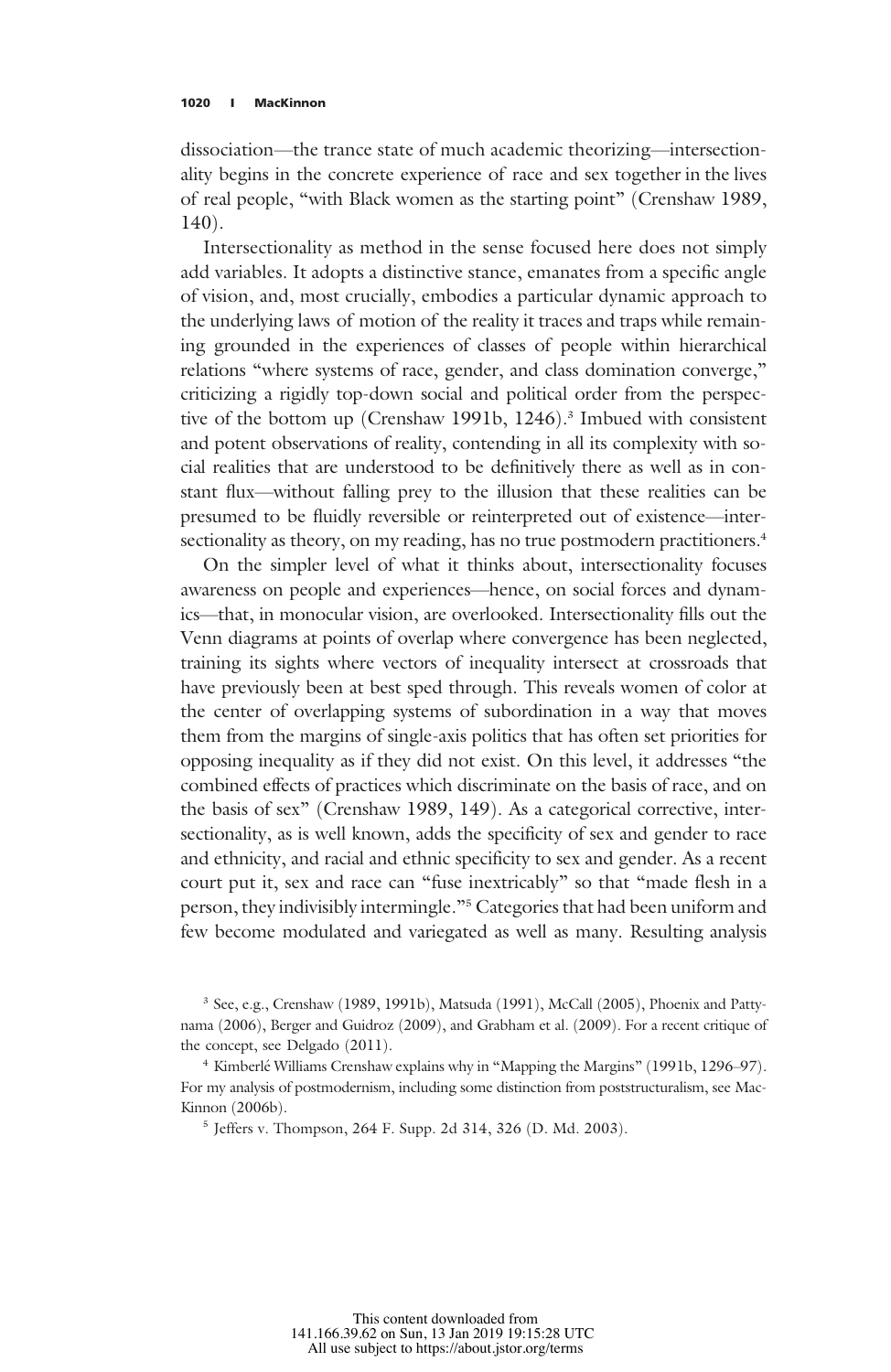dissociation—the trance state of much academic theorizing—intersectionality begins in the concrete experience of race and sex together in the lives of real people, "with Black women as the starting point" (Crenshaw 1989, 140).

Intersectionality as method in the sense focused here does not simply add variables. It adopts a distinctive stance, emanates from a specific angle of vision, and, most crucially, embodies a particular dynamic approach to the underlying laws of motion of the reality it traces and traps while remaining grounded in the experiences of classes of people within hierarchical relations "where systems of race, gender, and class domination converge," criticizing a rigidly top-down social and political order from the perspective of the bottom up (Crenshaw 1991b, 1246).[3] Imbued with consistent and potent observations of reality, contending in all its complexity with social realities that are understood to be definitively there as well as in constant flux—without falling prey to the illusion that these realities can be presumed to be fluidly reversible or reinterpreted out of existence—intersectionality as theory, on my reading, has no true postmodern practitioners.[4]

On the simpler level of what it thinks about, intersectionality focuses awareness on people and experiences—hence, on social forces and dynamics—that, in monocular vision, are overlooked. Intersectionality fills out the Venn diagrams at points of overlap where convergence has been neglected, training its sights where vectors of inequality intersect at crossroads that have previously been at best sped through. This reveals women of color at the center of overlapping systems of subordination in a way that moves them from the margins of single-axis politics that has often set priorities for opposing inequality as if they did not exist. On this level, it addresses "the combined effects of practices which discriminate on the basis of race, and on the basis of sex" (Crenshaw 1989, 149). As a categorical corrective, intersectionality, as is well known, adds the specificity of sex and gender to race and ethnicity, and racial and ethnic specificity to sex and gender. As a recent court put it, sex and race can "fuse inextricably" so that "made flesh in a person, they indivisibly intermingle."[5] Categories that had been uniform and few become modulated and variegated as well as many. Resulting analysis

[3] See, e.g., Crenshaw (1989, 1991b), Matsuda (1991), McCall (2005), Phoenix and Pattynama (2006), Berger and Guidroz (2009), and Grabham et al. (2009). For a recent critique of the concept, see Delgado (2011).

[4] Kimberlé Williams Crenshaw explains why in "Mapping the Margins" (1991b, 1296–97). For my analysis of postmodernism, including some distinction from poststructuralism, see MacKinnon (2006b).

[5] Jeffers v. Thompson, 264 F. Supp. 2d 314, 326 (D. Md. 2003).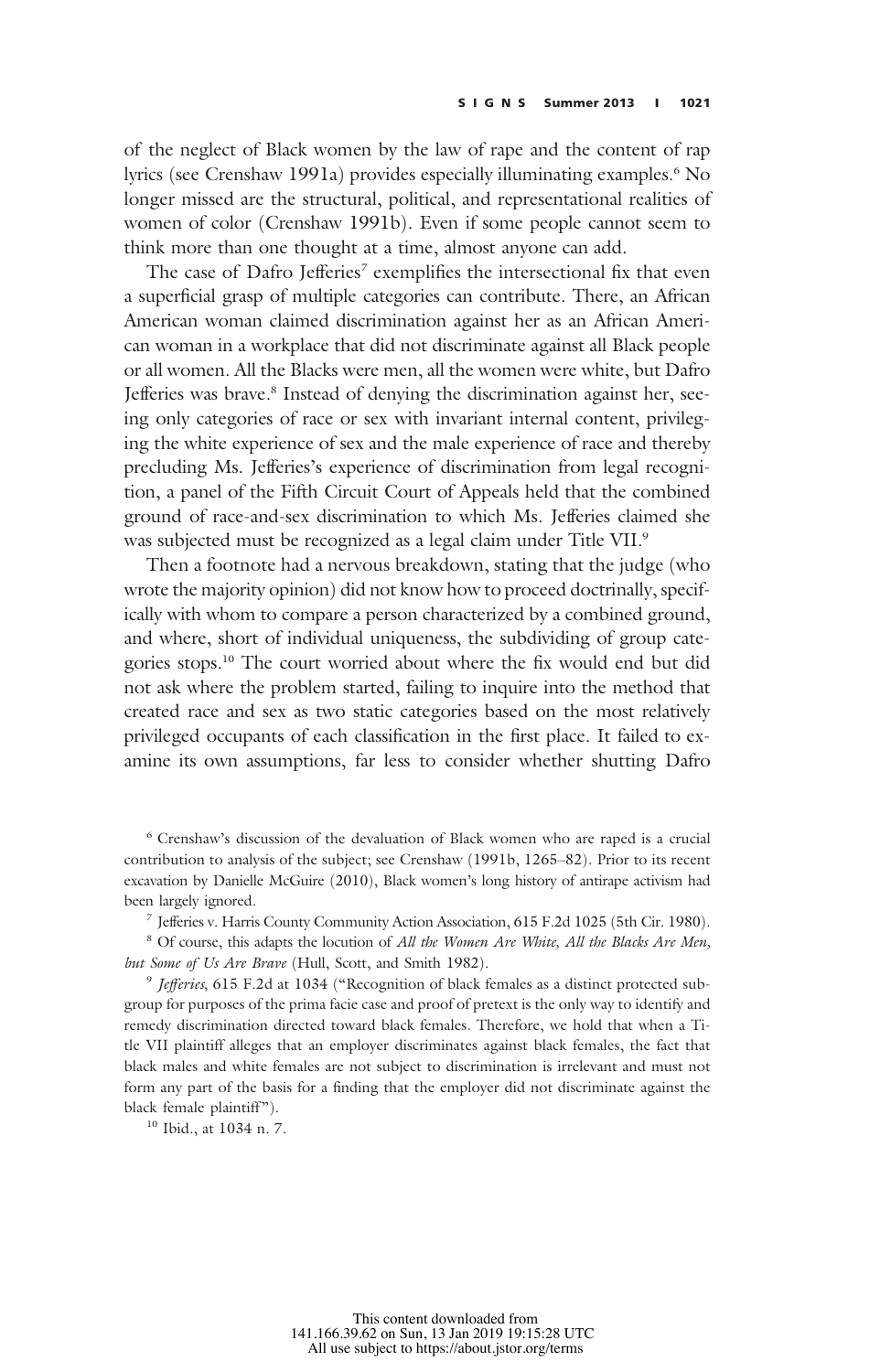of the neglect of Black women by the law of rape and the content of rap lyrics (see Crenshaw 1991a) provides especially illuminating examples.[6] No longer missed are the structural, political, and representational realities of women of color (Crenshaw 1991b). Even if some people cannot seem to think more than one thought at a time, almost anyone can add.

The case of Dafro Jefferies[7] exemplifies the intersectional fix that even a superficial grasp of multiple categories can contribute. There, an African American woman claimed discrimination against her as an African American woman in a workplace that did not discriminate against all Black people or all women. All the Blacks were men, all the women were white, but Dafro Jefferies was brave.[8] Instead of denying the discrimination against her, seeing only categories of race or sex with invariant internal content, privileging the white experience of sex and the male experience of race and thereby precluding Ms. Jefferies's experience of discrimination from legal recognition, a panel of the Fifth Circuit Court of Appeals held that the combined ground of race-and-sex discrimination to which Ms. Jefferies claimed she was subjected must be recognized as a legal claim under Title VII.[9]

Then a footnote had a nervous breakdown, stating that the judge (who wrote the majority opinion) did not know how to proceed doctrinally, specifically with whom to compare a person characterized by a combined ground, and where, short of individual uniqueness, the subdividing of group categories stops.[10] The court worried about where the fix would end but did not ask where the problem started, failing to inquire into the method that created race and sex as two static categories based on the most relatively privileged occupants of each classification in the first place. It failed to examine its own assumptions, far less to consider whether shutting Dafro

[6] Crenshaw's discussion of the devaluation of Black women who are raped is a crucial contribution to analysis of the subject; see Crenshaw (1991b, 1265–82). Prior to its recent excavation by Danielle McGuire (2010), Black women's long history of antirape activism had been largely ignored.

[7] Jefferies v. Harris County Community Action Association, 615 F.2d 1025 (5th Cir. 1980).

[8] Of course, this adapts the locution of *All the Women Are White, All the Blacks Are Men, but Some of Us Are Brave* (Hull, Scott, and Smith 1982).

[9] *Jefferies*, 615 F.2d at 1034 ("Recognition of black females as a distinct protected subgroup for purposes of the prima facie case and proof of pretext is the only way to identify and remedy discrimination directed toward black females. Therefore, we hold that when a Title VII plaintiff alleges that an employer discriminates against black females, the fact that black males and white females are not subject to discrimination is irrelevant and must not form any part of the basis for a finding that the employer did not discriminate against the black female plaintiff").

[10] Ibid., at 1034 n. 7.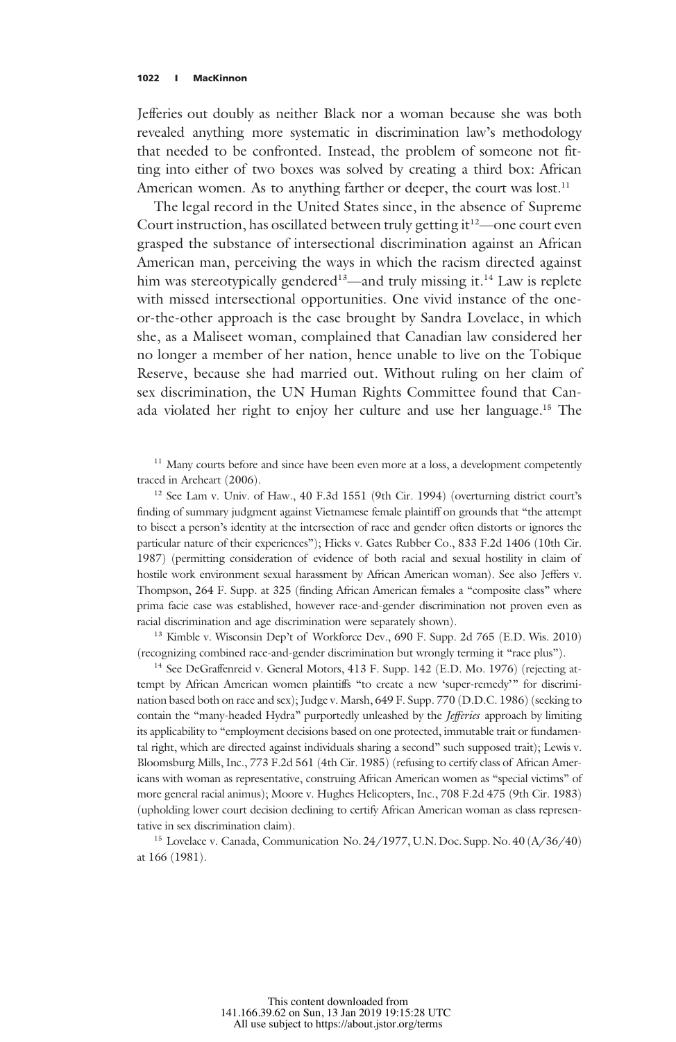Jefferies out doubly as neither Black nor a woman because she was both revealed anything more systematic in discrimination law's methodology that needed to be confronted. Instead, the problem of someone not fitting into either of two boxes was solved by creating a third box: African American women. As to anything farther or deeper, the court was lost.[11]

The legal record in the United States since, in the absence of Supreme Court instruction, has oscillated between truly getting it[12]—one court even grasped the substance of intersectional discrimination against an African American man, perceiving the ways in which the racism directed against him was stereotypically gendered[13]—and truly missing it.[14] Law is replete with missed intersectional opportunities. One vivid instance of the one-or-the-other approach is the case brought by Sandra Lovelace, in which she, as a Maliseet woman, complained that Canadian law considered her no longer a member of her nation, hence unable to live on the Tobique Reserve, because she had married out. Without ruling on her claim of sex discrimination, the UN Human Rights Committee found that Canada violated her right to enjoy her culture and use her language.[15] The

[11] Many courts before and since have been even more at a loss, a development competently traced in Areheart (2006).

[12] See Lam v. Univ. of Haw., 40 F.3d 1551 (9th Cir. 1994) (overturning district court's finding of summary judgment against Vietnamese female plaintiff on grounds that "the attempt to bisect a person's identity at the intersection of race and gender often distorts or ignores the particular nature of their experiences"); Hicks v. Gates Rubber Co., 833 F.2d 1406 (10th Cir. 1987) (permitting consideration of evidence of both racial and sexual hostility in claim of hostile work environment sexual harassment by African American woman). See also Jeffers v. Thompson, 264 F. Supp. at 325 (finding African American females a "composite class" where prima facie case was established, however race-and-gender discrimination not proven even as racial discrimination and age discrimination were separately shown).

[13] Kimble v. Wisconsin Dep't of Workforce Dev., 690 F. Supp. 2d 765 (E.D. Wis. 2010) (recognizing combined race-and-gender discrimination but wrongly terming it "race plus").

[14] See DeGraffenreid v. General Motors, 413 F. Supp. 142 (E.D. Mo. 1976) (rejecting attempt by African American women plaintiffs "to create a new 'super-remedy'" for discrimination based both on race and sex); Judge v. Marsh, 649 F. Supp. 770 (D.D.C. 1986) (seeking to contain the "many-headed Hydra" purportedly unleashed by the *Jefferies* approach by limiting its applicability to "employment decisions based on one protected, immutable trait or fundamental right, which are directed against individuals sharing a second" such supposed trait); Lewis v. Bloomsburg Mills, Inc., 773 F.2d 561 (4th Cir. 1985) (refusing to certify class of African Americans with woman as representative, construing African American women as "special victims" of more general racial animus); Moore v. Hughes Helicopters, Inc., 708 F.2d 475 (9th Cir. 1983) (upholding lower court decision declining to certify African American woman as class representative in sex discrimination claim).

[15] Lovelace v. Canada, Communication No. 24/1977, U.N. Doc. Supp. No. 40 (A/36/40) at 166 (1981).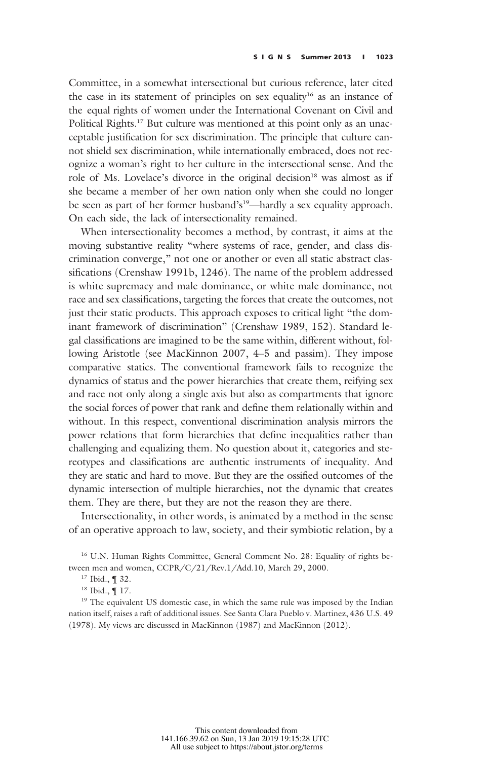Committee, in a somewhat intersectional but curious reference, later cited the case in its statement of principles on sex equality[16] as an instance of the equal rights of women under the International Covenant on Civil and Political Rights.[17] But culture was mentioned at this point only as an unacceptable justification for sex discrimination. The principle that culture cannot shield sex discrimination, while internationally embraced, does not recognize a woman's right to her culture in the intersectional sense. And the role of Ms. Lovelace's divorce in the original decision[18] was almost as if she became a member of her own nation only when she could no longer be seen as part of her former husband's[19]—hardly a sex equality approach. On each side, the lack of intersectionality remained.

When intersectionality becomes a method, by contrast, it aims at the moving substantive reality "where systems of race, gender, and class discrimination converge," not one or another or even all static abstract classifications (Crenshaw 1991b, 1246). The name of the problem addressed is white supremacy and male dominance, or white male dominance, not race and sex classifications, targeting the forces that create the outcomes, not just their static products. This approach exposes to critical light "the dominant framework of discrimination" (Crenshaw 1989, 152). Standard legal classifications are imagined to be the same within, different without, following Aristotle (see MacKinnon 2007, 4–5 and passim). They impose comparative statics. The conventional framework fails to recognize the dynamics of status and the power hierarchies that create them, reifying sex and race not only along a single axis but also as compartments that ignore the social forces of power that rank and define them relationally within and without. In this respect, conventional discrimination analysis mirrors the power relations that form hierarchies that define inequalities rather than challenging and equalizing them. No question about it, categories and stereotypes and classifications are authentic instruments of inequality. And they are static and hard to move. But they are the ossified outcomes of the dynamic intersection of multiple hierarchies, not the dynamic that creates them. They are there, but they are not the reason they are there.

Intersectionality, in other words, is animated by a method in the sense of an operative approach to law, society, and their symbiotic relation, by a

[16] U.N. Human Rights Committee, General Comment No. 28: Equality of rights between men and women, CCPR/C/21/Rev.1/Add.10, March 29, 2000.

[17] Ibid., ¶ 32.

[18] Ibid., ¶ 17.

[19] The equivalent US domestic case, in which the same rule was imposed by the Indian nation itself, raises a raft of additional issues. See Santa Clara Pueblo v. Martinez, 436 U.S. 49 (1978). My views are discussed in MacKinnon (1987) and MacKinnon (2012).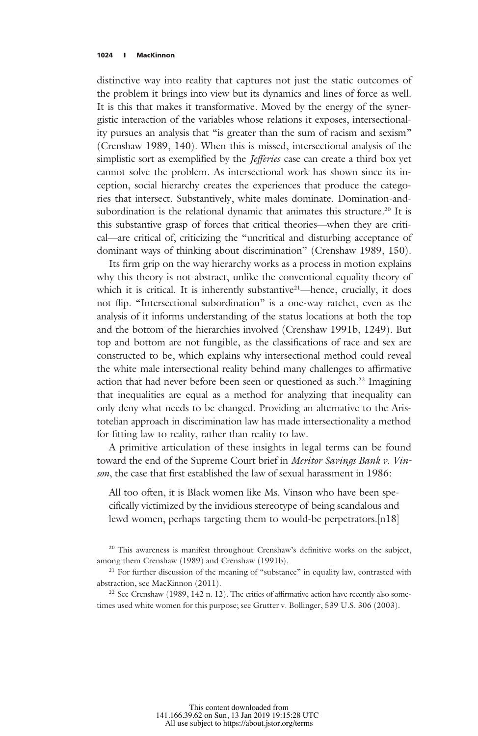distinctive way into reality that captures not just the static outcomes of the problem it brings into view but its dynamics and lines of force as well. It is this that makes it transformative. Moved by the energy of the synergistic interaction of the variables whose relations it exposes, intersectionality pursues an analysis that "is greater than the sum of racism and sexism" (Crenshaw 1989, 140). When this is missed, intersectional analysis of the simplistic sort as exemplified by the *Jefferies* case can create a third box yet cannot solve the problem. As intersectional work has shown since its inception, social hierarchy creates the experiences that produce the categories that intersect. Substantively, white males dominate. Domination-and-subordination is the relational dynamic that animates this structure.[20] It is this substantive grasp of forces that critical theories—when they are critical—are critical of, criticizing the "uncritical and disturbing acceptance of dominant ways of thinking about discrimination" (Crenshaw 1989, 150).

Its firm grip on the way hierarchy works as a process in motion explains why this theory is not abstract, unlike the conventional equality theory of which it is critical. It is inherently substantive[21]—hence, crucially, it does not flip. "Intersectional subordination" is a one-way ratchet, even as the analysis of it informs understanding of the status locations at both the top and the bottom of the hierarchies involved (Crenshaw 1991b, 1249). But top and bottom are not fungible, as the classifications of race and sex are constructed to be, which explains why intersectional method could reveal the white male intersectional reality behind many challenges to affirmative action that had never before been seen or questioned as such.[22] Imagining that inequalities are equal as a method for analyzing that inequality can only deny what needs to be changed. Providing an alternative to the Aristotelian approach in discrimination law has made intersectionality a method for fitting law to reality, rather than reality to law.

A primitive articulation of these insights in legal terms can be found toward the end of the Supreme Court brief in *Meritor Savings Bank v. Vinson*, the case that first established the law of sexual harassment in 1986:

> All too often, it is Black women like Ms. Vinson who have been specifically victimized by the invidious stereotype of being scandalous and lewd women, perhaps targeting them to would-be perpetrators.[n18]

[20] This awareness is manifest throughout Crenshaw's definitive works on the subject, among them Crenshaw (1989) and Crenshaw (1991b).

[21] For further discussion of the meaning of "substance" in equality law, contrasted with abstraction, see MacKinnon (2011).

[22] See Crenshaw (1989, 142 n. 12). The critics of affirmative action have recently also sometimes used white women for this purpose; see Grutter v. Bollinger, 539 U.S. 306 (2003).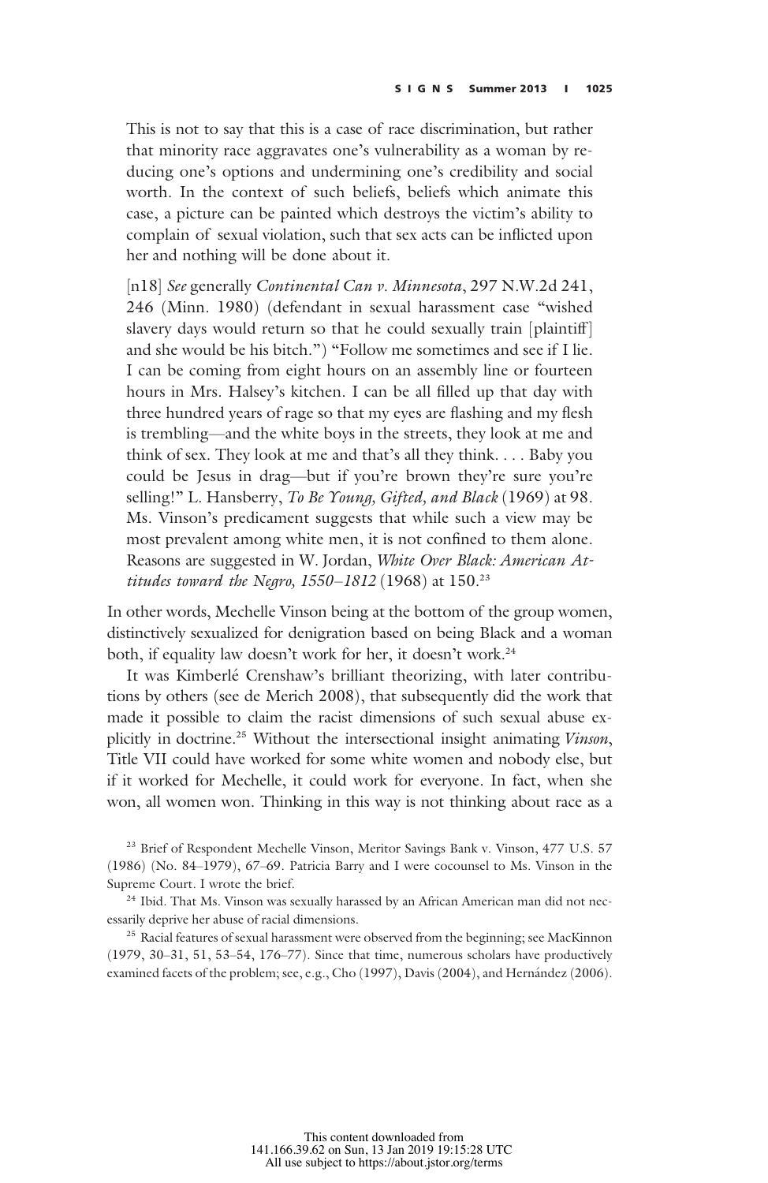> This is not to say that this is a case of race discrimination, but rather that minority race aggravates one's vulnerability as a woman by reducing one's options and undermining one's credibility and social worth. In the context of such beliefs, beliefs which animate this case, a picture can be painted which destroys the victim's ability to complain of sexual violation, such that sex acts can be inflicted upon her and nothing will be done about it.
>
> [n18] *See* generally *Continental Can v. Minnesota*, 297 N.W.2d 241, 246 (Minn. 1980) (defendant in sexual harassment case "wished slavery days would return so that he could sexually train [plaintiff] and she would be his bitch.") "Follow me sometimes and see if I lie. I can be coming from eight hours on an assembly line or fourteen hours in Mrs. Halsey's kitchen. I can be all filled up that day with three hundred years of rage so that my eyes are flashing and my flesh is trembling—and the white boys in the streets, they look at me and think of sex. They look at me and that's all they think. . . . Baby you could be Jesus in drag—but if you're brown they're sure you're selling!" L. Hansberry, *To Be Young, Gifted, and Black* (1969) at 98. Ms. Vinson's predicament suggests that while such a view may be most prevalent among white men, it is not confined to them alone. Reasons are suggested in W. Jordan, *White Over Black: American Attitudes toward the Negro, 1550–1812* (1968) at 150.[23]

In other words, Mechelle Vinson being at the bottom of the group women, distinctively sexualized for denigration based on being Black and a woman both, if equality law doesn't work for her, it doesn't work.[24]

It was Kimberlé Crenshaw's brilliant theorizing, with later contributions by others (see de Merich 2008), that subsequently did the work that made it possible to claim the racist dimensions of such sexual abuse explicitly in doctrine.[25] Without the intersectional insight animating *Vinson*, Title VII could have worked for some white women and nobody else, but if it worked for Mechelle, it could work for everyone. In fact, when she won, all women won. Thinking in this way is not thinking about race as a

[23] Brief of Respondent Mechelle Vinson, Meritor Savings Bank v. Vinson, 477 U.S. 57 (1986) (No. 84–1979), 67–69. Patricia Barry and I were cocounsel to Ms. Vinson in the Supreme Court. I wrote the brief.

[24] Ibid. That Ms. Vinson was sexually harassed by an African American man did not necessarily deprive her abuse of racial dimensions.

[25] Racial features of sexual harassment were observed from the beginning; see MacKinnon (1979, 30–31, 51, 53–54, 176–77). Since that time, numerous scholars have productively examined facets of the problem; see, e.g., Cho (1997), Davis (2004), and Hernández (2006).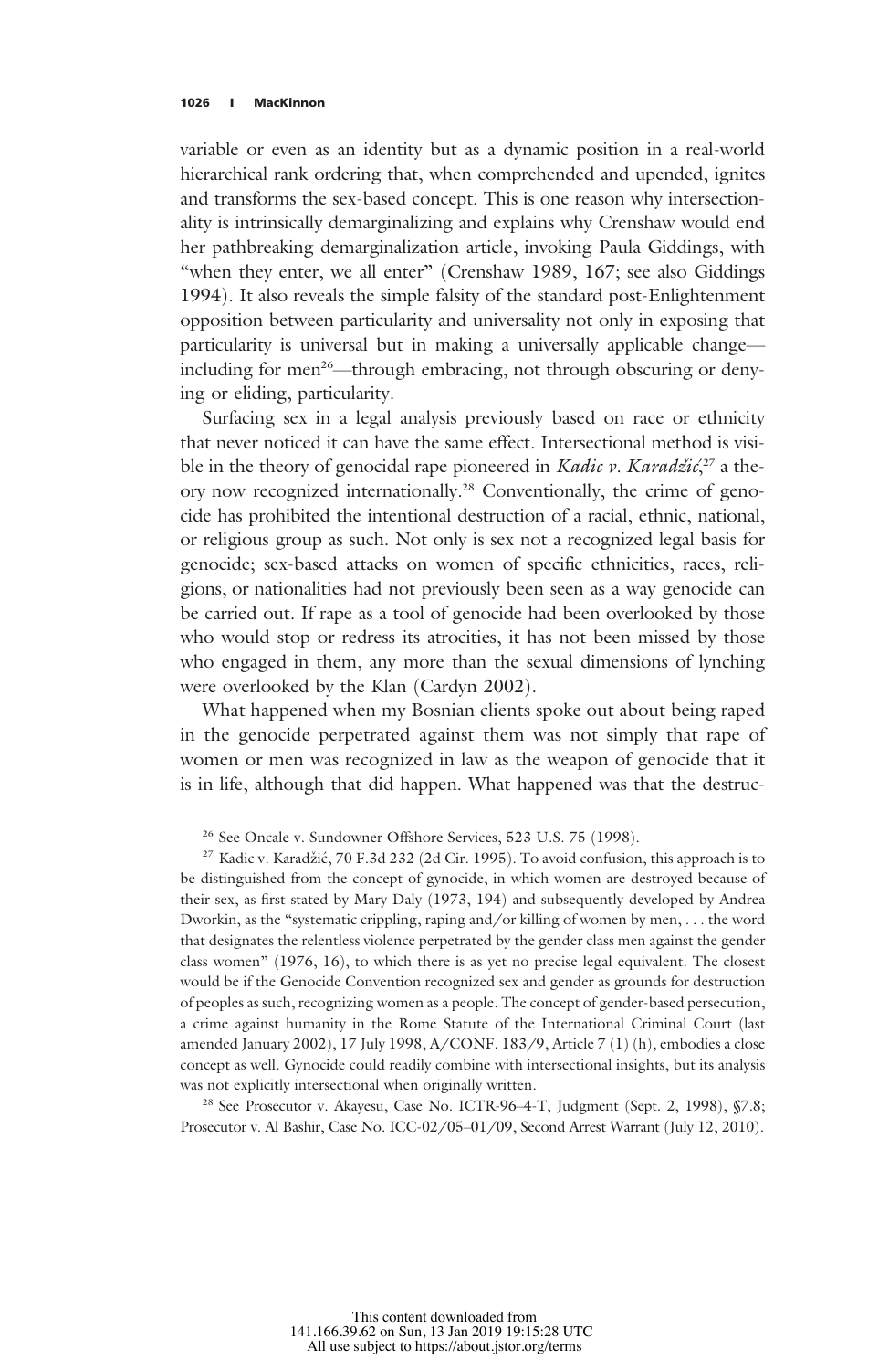variable or even as an identity but as a dynamic position in a real-world hierarchical rank ordering that, when comprehended and upended, ignites and transforms the sex-based concept. This is one reason why intersectionality is intrinsically demarginalizing and explains why Crenshaw would end her pathbreaking demarginalization article, invoking Paula Giddings, with "when they enter, we all enter" (Crenshaw 1989, 167; see also Giddings 1994). It also reveals the simple falsity of the standard post-Enlightenment opposition between particularity and universality not only in exposing that particularity is universal but in making a universally applicable change—including for men[26]—through embracing, not through obscuring or denying or eliding, particularity.

Surfacing sex in a legal analysis previously based on race or ethnicity that never noticed it can have the same effect. Intersectional method is visible in the theory of genocidal rape pioneered in *Kadic v. Karadžić*,[27] a theory now recognized internationally.[28] Conventionally, the crime of genocide has prohibited the intentional destruction of a racial, ethnic, national, or religious group as such. Not only is sex not a recognized legal basis for genocide; sex-based attacks on women of specific ethnicities, races, religions, or nationalities had not previously been seen as a way genocide can be carried out. If rape as a tool of genocide had been overlooked by those who would stop or redress its atrocities, it has not been missed by those who engaged in them, any more than the sexual dimensions of lynching were overlooked by the Klan (Cardyn 2002).

What happened when my Bosnian clients spoke out about being raped in the genocide perpetrated against them was not simply that rape of women or men was recognized in law as the weapon of genocide that it is in life, although that did happen. What happened was that the destruc-

[26] See Oncale v. Sundowner Offshore Services, 523 U.S. 75 (1998).

[27] Kadic v. Karadžić, 70 F.3d 232 (2d Cir. 1995). To avoid confusion, this approach is to be distinguished from the concept of gynocide, in which women are destroyed because of their sex, as first stated by Mary Daly (1973, 194) and subsequently developed by Andrea Dworkin, as the "systematic crippling, raping and/or killing of women by men, . . . the word that designates the relentless violence perpetrated by the gender class men against the gender class women" (1976, 16), to which there is as yet no precise legal equivalent. The closest would be if the Genocide Convention recognized sex and gender as grounds for destruction of peoples as such, recognizing women as a people. The concept of gender-based persecution, a crime against humanity in the Rome Statute of the International Criminal Court (last amended January 2002), 17 July 1998, A/CONF. 183/9, Article 7 (1) (h), embodies a close concept as well. Gynocide could readily combine with intersectional insights, but its analysis was not explicitly intersectional when originally written.

[28] See Prosecutor v. Akayesu, Case No. ICTR-96-4-T, Judgment (Sept. 2, 1998), §7.8; Prosecutor v. Al Bashir, Case No. ICC-02/05–01/09, Second Arrest Warrant (July 12, 2010).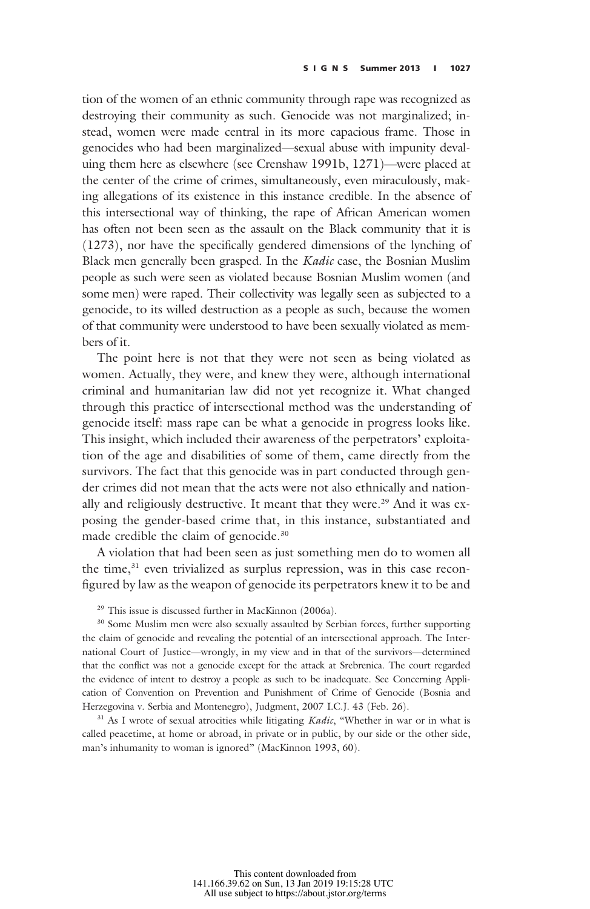tion of the women of an ethnic community through rape was recognized as destroying their community as such. Genocide was not marginalized; instead, women were made central in its more capacious frame. Those in genocides who had been marginalized—sexual abuse with impunity devaluing them here as elsewhere (see Crenshaw 1991b, 1271)—were placed at the center of the crime of crimes, simultaneously, even miraculously, making allegations of its existence in this instance credible. In the absence of this intersectional way of thinking, the rape of African American women has often not been seen as the assault on the Black community that it is (1273), nor have the specifically gendered dimensions of the lynching of Black men generally been grasped. In the *Kadic* case, the Bosnian Muslim people as such were seen as violated because Bosnian Muslim women (and some men) were raped. Their collectivity was legally seen as subjected to a genocide, to its willed destruction as a people as such, because the women of that community were understood to have been sexually violated as members of it.

The point here is not that they were not seen as being violated as women. Actually, they were, and knew they were, although international criminal and humanitarian law did not yet recognize it. What changed through this practice of intersectional method was the understanding of genocide itself: mass rape can be what a genocide in progress looks like. This insight, which included their awareness of the perpetrators' exploitation of the age and disabilities of some of them, came directly from the survivors. The fact that this genocide was in part conducted through gender crimes did not mean that the acts were not also ethnically and nationally and religiously destructive. It meant that they were.[29] And it was exposing the gender-based crime that, in this instance, substantiated and made credible the claim of genocide.[30]

A violation that had been seen as just something men do to women all the time,[31] even trivialized as surplus repression, was in this case reconfigured by law as the weapon of genocide its perpetrators knew it to be and

[29] This issue is discussed further in MacKinnon (2006a).

[30] Some Muslim men were also sexually assaulted by Serbian forces, further supporting the claim of genocide and revealing the potential of an intersectional approach. The International Court of Justice—wrongly, in my view and in that of the survivors—determined that the conflict was not a genocide except for the attack at Srebrenica. The court regarded the evidence of intent to destroy a people as such to be inadequate. See Concerning Application of Convention on Prevention and Punishment of Crime of Genocide (Bosnia and Herzegovina v. Serbia and Montenegro), Judgment, 2007 I.C.J. 43 (Feb. 26).

[31] As I wrote of sexual atrocities while litigating *Kadic*, "Whether in war or in what is called peacetime, at home or abroad, in private or in public, by our side or the other side, man's inhumanity to woman is ignored" (MacKinnon 1993, 60).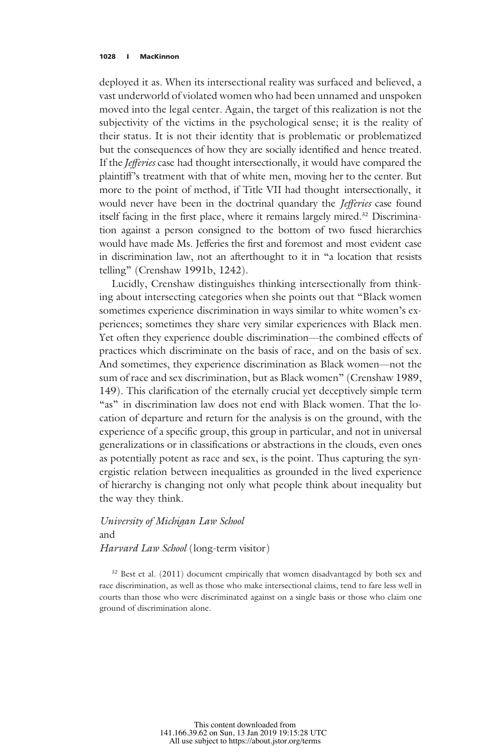deployed it as. When its intersectional reality was surfaced and believed, a vast underworld of violated women who had been unnamed and unspoken moved into the legal center. Again, the target of this realization is not the subjectivity of the victims in the psychological sense; it is the reality of their status. It is not their identity that is problematic or problematized but the consequences of how they are socially identified and hence treated. If the *Jefferies* case had thought intersectionally, it would have compared the plaintiff's treatment with that of white men, moving her to the center. But more to the point of method, if Title VII had thought intersectionally, it would never have been in the doctrinal quandary the *Jefferies* case found itself facing in the first place, where it remains largely mired.[32] Discrimination against a person consigned to the bottom of two fused hierarchies would have made Ms. Jefferies the first and foremost and most evident case in discrimination law, not an afterthought to it in "a location that resists telling" (Crenshaw 1991b, 1242).

Lucidly, Crenshaw distinguishes thinking intersectionally from thinking about intersecting categories when she points out that "Black women sometimes experience discrimination in ways similar to white women's experiences; sometimes they share very similar experiences with Black men. Yet often they experience double discrimination—the combined effects of practices which discriminate on the basis of race, and on the basis of sex. And sometimes, they experience discrimination as Black women—not the sum of race and sex discrimination, but as Black women" (Crenshaw 1989, 149). This clarification of the eternally crucial yet deceptively simple term "as" in discrimination law does not end with Black women. That the location of departure and return for the analysis is on the ground, with the experience of a specific group, this group in particular, and not in universal generalizations or in classifications or abstractions in the clouds, even ones as potentially potent as race and sex, is the point. Thus capturing the synergistic relation between inequalities as grounded in the lived experience of hierarchy is changing not only what people think about inequality but the way they think.

*University of Michigan Law School*
and
*Harvard Law School* (long-term visitor)

[32] Best et al. (2011) document empirically that women disadvantaged by both sex and race discrimination, as well as those who make intersectional claims, tend to fare less well in courts than those who were discriminated against on a single basis or those who claim one ground of discrimination alone.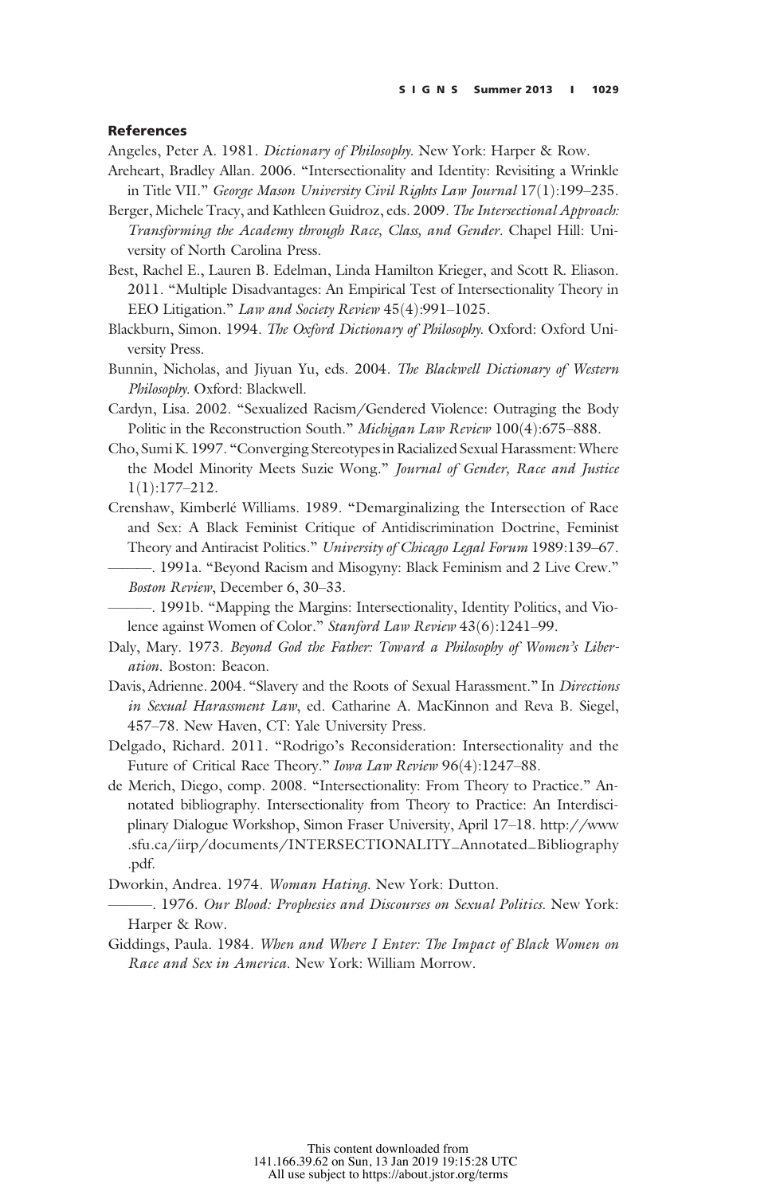## References

Angeles, Peter A. 1981. *Dictionary of Philosophy*. New York: Harper & Row.

Areheart, Bradley Allan. 2006. "Intersectionality and Identity: Revisiting a Wrinkle in Title VII." *George Mason University Civil Rights Law Journal* 17(1):199–235.

Berger, Michele Tracy, and Kathleen Guidroz, eds. 2009. *The Intersectional Approach: Transforming the Academy through Race, Class, and Gender*. Chapel Hill: University of North Carolina Press.

Best, Rachel E., Lauren B. Edelman, Linda Hamilton Krieger, and Scott R. Eliason. 2011. "Multiple Disadvantages: An Empirical Test of Intersectionality Theory in EEO Litigation." *Law and Society Review* 45(4):991–1025.

Blackburn, Simon. 1994. *The Oxford Dictionary of Philosophy*. Oxford: Oxford University Press.

Bunnin, Nicholas, and Jiyuan Yu, eds. 2004. *The Blackwell Dictionary of Western Philosophy*. Oxford: Blackwell.

Cardyn, Lisa. 2002. "Sexualized Racism/Gendered Violence: Outraging the Body Politic in the Reconstruction South." *Michigan Law Review* 100(4):675–888.

Cho, Sumi K. 1997. "Converging Stereotypes in Racialized Sexual Harassment: Where the Model Minority Meets Suzie Wong." *Journal of Gender, Race and Justice* 1(1):177–212.

Crenshaw, Kimberlé Williams. 1989. "Demarginalizing the Intersection of Race and Sex: A Black Feminist Critique of Antidiscrimination Doctrine, Feminist Theory and Antiracist Politics." *University of Chicago Legal Forum* 1989:139–67.

———. 1991a. "Beyond Racism and Misogyny: Black Feminism and 2 Live Crew." *Boston Review*, December 6, 30–33.

———. 1991b. "Mapping the Margins: Intersectionality, Identity Politics, and Violence against Women of Color." *Stanford Law Review* 43(6):1241–99.

Daly, Mary. 1973. *Beyond God the Father: Toward a Philosophy of Women's Liberation*. Boston: Beacon.

Davis, Adrienne. 2004. "Slavery and the Roots of Sexual Harassment." In *Directions in Sexual Harassment Law*, ed. Catharine A. MacKinnon and Reva B. Siegel, 457–78. New Haven, CT: Yale University Press.

Delgado, Richard. 2011. "Rodrigo's Reconsideration: Intersectionality and the Future of Critical Race Theory." *Iowa Law Review* 96(4):1247–88.

de Merich, Diego, comp. 2008. "Intersectionality: From Theory to Practice." Annotated bibliography. Intersectionality from Theory to Practice: An Interdisciplinary Dialogue Workshop, Simon Fraser University, April 17–18. http://www.sfu.ca/iirp/documents/INTERSECTIONALITY_Annotated_Bibliography.pdf.

Dworkin, Andrea. 1974. *Woman Hating*. New York: Dutton.

———. 1976. *Our Blood: Prophesies and Discourses on Sexual Politics*. New York: Harper & Row.

Giddings, Paula. 1984. *When and Where I Enter: The Impact of Black Women on Race and Sex in America*. New York: William Morrow.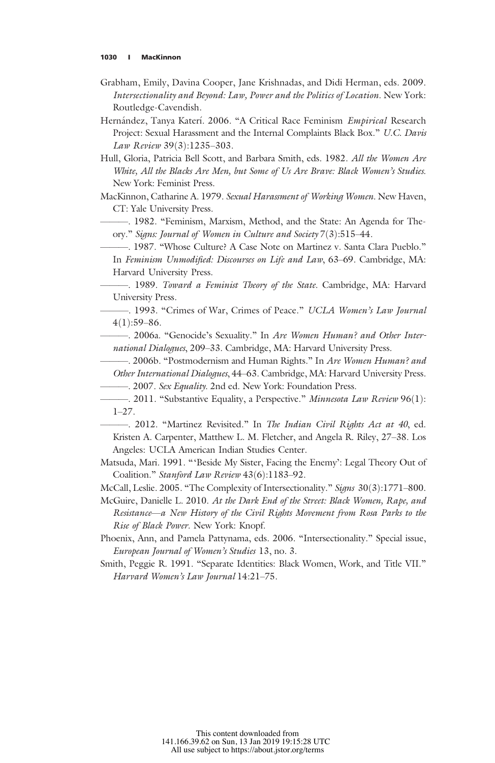Grabham, Emily, Davina Cooper, Jane Krishnadas, and Didi Herman, eds. 2009. *Intersectionality and Beyond: Law, Power and the Politics of Location*. New York: Routledge-Cavendish.

Hernández, Tanya Katerí. 2006. "A Critical Race Feminism *Empirical* Research Project: Sexual Harassment and the Internal Complaints Black Box." *U.C. Davis Law Review* 39(3):1235–303.

Hull, Gloria, Patricia Bell Scott, and Barbara Smith, eds. 1982. *All the Women Are White, All the Blacks Are Men, but Some of Us Are Brave: Black Women's Studies.* New York: Feminist Press.

MacKinnon, Catharine A. 1979. *Sexual Harassment of Working Women*. New Haven, CT: Yale University Press.

———. 1982. "Feminism, Marxism, Method, and the State: An Agenda for Theory." *Signs: Journal of Women in Culture and Society* 7(3):515–44.

———. 1987. "Whose Culture? A Case Note on Martinez v. Santa Clara Pueblo." In *Feminism Unmodified: Discourses on Life and Law*, 63–69. Cambridge, MA: Harvard University Press.

———. 1989. *Toward a Feminist Theory of the State.* Cambridge, MA: Harvard University Press.

———. 1993. "Crimes of War, Crimes of Peace." *UCLA Women's Law Journal* 4(1):59–86.

———. 2006a. "Genocide's Sexuality." In *Are Women Human? and Other International Dialogues*, 209–33. Cambridge, MA: Harvard University Press.

———. 2006b. "Postmodernism and Human Rights." In *Are Women Human? and Other International Dialogues*, 44–63. Cambridge, MA: Harvard University Press.

———. 2007. *Sex Equality.* 2nd ed. New York: Foundation Press.

———. 2011. "Substantive Equality, a Perspective." *Minnesota Law Review* 96(1): 1–27.

———. 2012. "Martinez Revisited." In *The Indian Civil Rights Act at 40*, ed. Kristen A. Carpenter, Matthew L. M. Fletcher, and Angela R. Riley, 27–38. Los Angeles: UCLA American Indian Studies Center.

Matsuda, Mari. 1991. "'Beside My Sister, Facing the Enemy': Legal Theory Out of Coalition." *Stanford Law Review* 43(6):1183–92.

McCall, Leslie. 2005. "The Complexity of Intersectionality." *Signs* 30(3):1771–800.

McGuire, Danielle L. 2010. *At the Dark End of the Street: Black Women, Rape, and Resistance—a New History of the Civil Rights Movement from Rosa Parks to the Rise of Black Power*. New York: Knopf.

Phoenix, Ann, and Pamela Pattynama, eds. 2006. "Intersectionality." Special issue, *European Journal of Women's Studies* 13, no. 3.

Smith, Peggie R. 1991. "Separate Identities: Black Women, Work, and Title VII." *Harvard Women's Law Journal* 14:21–75.